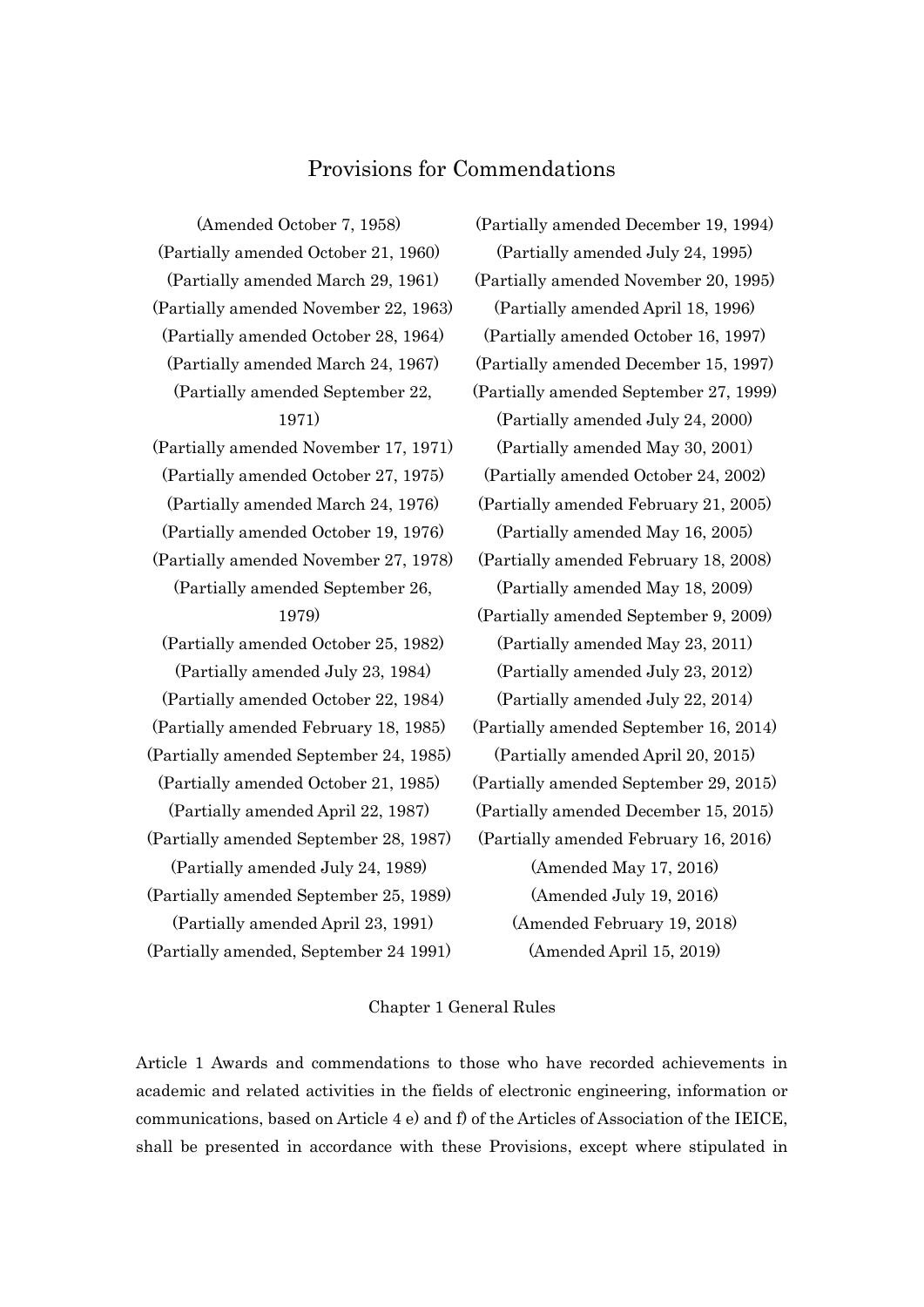# Provisions for Commendations

(Amended October 7, 1958)
(Partially amended October 21, 1960)
(Partially amended March 29, 1961)
(Partially amended November 22, 1963)
(Partially amended October 28, 1964)
(Partially amended March 24, 1967)
(Partially amended September 22, 1971)
(Partially amended November 17, 1971)
(Partially amended October 27, 1975)
(Partially amended March 24, 1976)
(Partially amended October 19, 1976)
(Partially amended November 27, 1978)
(Partially amended September 26, 1979)
(Partially amended October 25, 1982)
(Partially amended July 23, 1984)
(Partially amended October 22, 1984)
(Partially amended February 18, 1985)
(Partially amended September 24, 1985)
(Partially amended October 21, 1985)
(Partially amended April 22, 1987)
(Partially amended September 28, 1987)
(Partially amended July 24, 1989)
(Partially amended September 25, 1989)
(Partially amended April 23, 1991)
(Partially amended, September 24 1991)
(Partially amended December 19, 1994)
(Partially amended July 24, 1995)
(Partially amended November 20, 1995)
(Partially amended April 18, 1996)
(Partially amended October 16, 1997)
(Partially amended December 15, 1997)
(Partially amended September 27, 1999)
(Partially amended July 24, 2000)
(Partially amended May 30, 2001)
(Partially amended October 24, 2002)
(Partially amended February 21, 2005)
(Partially amended May 16, 2005)
(Partially amended February 18, 2008)
(Partially amended May 18, 2009)
(Partially amended September 9, 2009)
(Partially amended May 23, 2011)
(Partially amended July 23, 2012)
(Partially amended July 22, 2014)
(Partially amended September 16, 2014)
(Partially amended April 20, 2015)
(Partially amended September 29, 2015)
(Partially amended December 15, 2015)
(Partially amended February 16, 2016)
(Amended May 17, 2016)
(Amended July 19, 2016)
(Amended February 19, 2018)
(Amended April 15, 2019)

## Chapter 1 General Rules

Article 1 Awards and commendations to those who have recorded achievements in academic and related activities in the fields of electronic engineering, information or communications, based on Article 4 e) and f) of the Articles of Association of the IEICE, shall be presented in accordance with these Provisions, except where stipulated in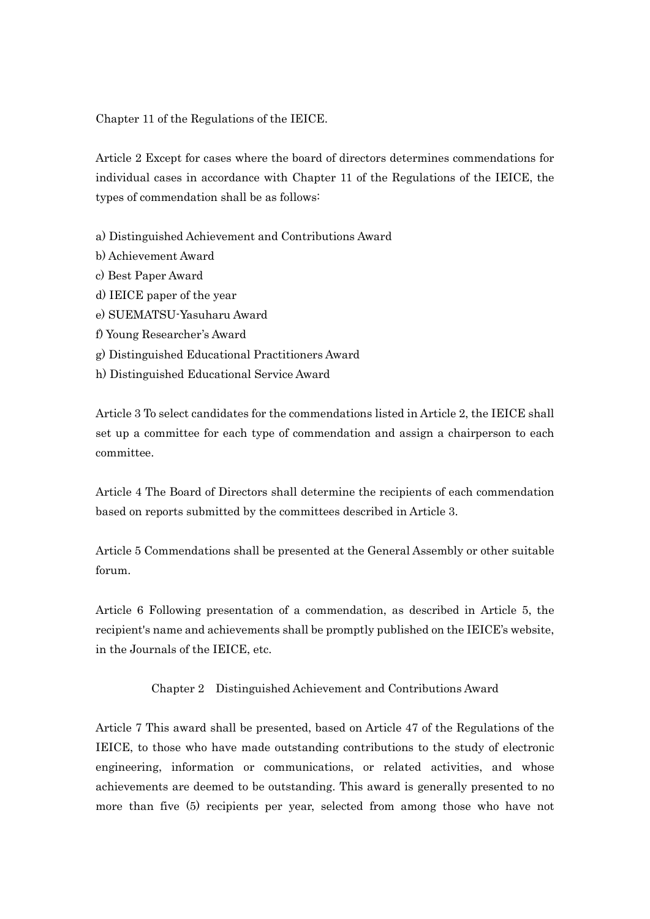Chapter 11 of the Regulations of the IEICE.

Article 2 Except for cases where the board of directors determines commendations for individual cases in accordance with Chapter 11 of the Regulations of the IEICE, the types of commendation shall be as follows:

a) Distinguished Achievement and Contributions Award
b) Achievement Award
c) Best Paper Award
d) IEICE paper of the year
e) SUEMATSU-Yasuharu Award
f) Young Researcher's Award
g) Distinguished Educational Practitioners Award
h) Distinguished Educational Service Award

Article 3 To select candidates for the commendations listed in Article 2, the IEICE shall set up a committee for each type of commendation and assign a chairperson to each committee.

Article 4 The Board of Directors shall determine the recipients of each commendation based on reports submitted by the committees described in Article 3.

Article 5 Commendations shall be presented at the General Assembly or other suitable forum.

Article 6 Following presentation of a commendation, as described in Article 5, the recipient's name and achievements shall be promptly published on the IEICE's website, in the Journals of the IEICE, etc.

## Chapter 2 Distinguished Achievement and Contributions Award

Article 7 This award shall be presented, based on Article 47 of the Regulations of the IEICE, to those who have made outstanding contributions to the study of electronic engineering, information or communications, or related activities, and whose achievements are deemed to be outstanding. This award is generally presented to no more than five (5) recipients per year, selected from among those who have not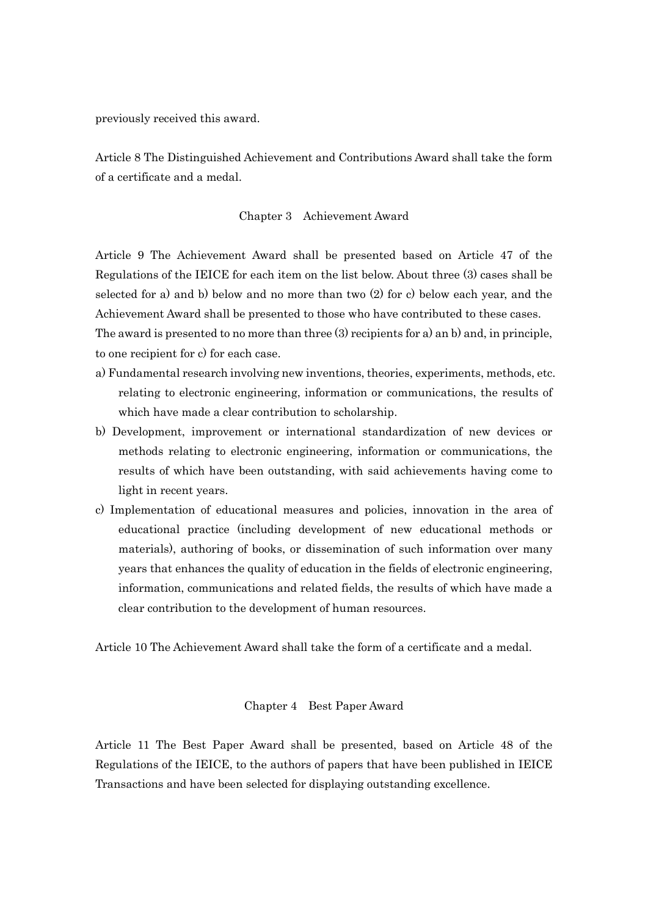previously received this award.

Article 8 The Distinguished Achievement and Contributions Award shall take the form of a certificate and a medal.

## Chapter 3　Achievement Award

Article 9 The Achievement Award shall be presented based on Article 47 of the Regulations of the IEICE for each item on the list below. About three (3) cases shall be selected for a) and b) below and no more than two (2) for c) below each year, and the Achievement Award shall be presented to those who have contributed to these cases. The award is presented to no more than three (3) recipients for a) an b) and, in principle, to one recipient for c) for each case.

a) Fundamental research involving new inventions, theories, experiments, methods, etc. relating to electronic engineering, information or communications, the results of which have made a clear contribution to scholarship.

b) Development, improvement or international standardization of new devices or methods relating to electronic engineering, information or communications, the results of which have been outstanding, with said achievements having come to light in recent years.

c) Implementation of educational measures and policies, innovation in the area of educational practice (including development of new educational methods or materials), authoring of books, or dissemination of such information over many years that enhances the quality of education in the fields of electronic engineering, information, communications and related fields, the results of which have made a clear contribution to the development of human resources.

Article 10 The Achievement Award shall take the form of a certificate and a medal.

## Chapter 4　Best Paper Award

Article 11 The Best Paper Award shall be presented, based on Article 48 of the Regulations of the IEICE, to the authors of papers that have been published in IEICE Transactions and have been selected for displaying outstanding excellence.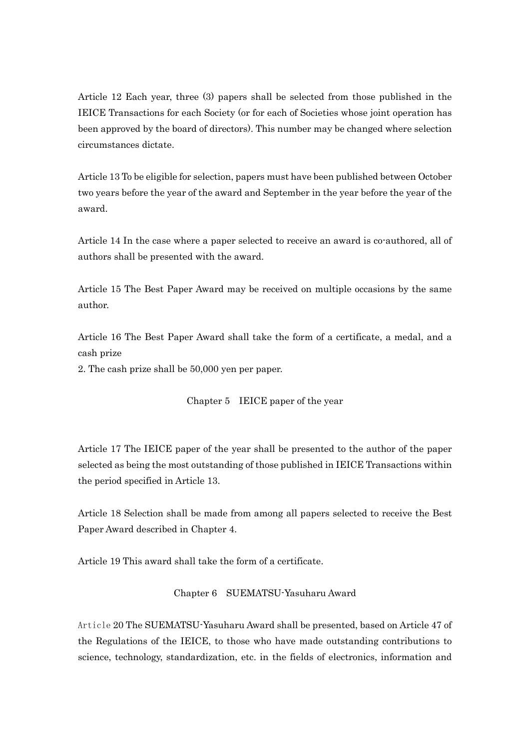Article 12 Each year, three (3) papers shall be selected from those published in the IEICE Transactions for each Society (or for each of Societies whose joint operation has been approved by the board of directors). This number may be changed where selection circumstances dictate.

Article 13 To be eligible for selection, papers must have been published between October two years before the year of the award and September in the year before the year of the award.

Article 14 In the case where a paper selected to receive an award is co-authored, all of authors shall be presented with the award.

Article 15 The Best Paper Award may be received on multiple occasions by the same author.

Article 16 The Best Paper Award shall take the form of a certificate, a medal, and a cash prize

2. The cash prize shall be 50,000 yen per paper.

## Chapter 5　IEICE paper of the year

Article 17 The IEICE paper of the year shall be presented to the author of the paper selected as being the most outstanding of those published in IEICE Transactions within the period specified in Article 13.

Article 18 Selection shall be made from among all papers selected to receive the Best Paper Award described in Chapter 4.

Article 19 This award shall take the form of a certificate.

## Chapter 6　SUEMATSU-Yasuharu Award

Article 20 The SUEMATSU-Yasuharu Award shall be presented, based on Article 47 of the Regulations of the IEICE, to those who have made outstanding contributions to science, technology, standardization, etc. in the fields of electronics, information and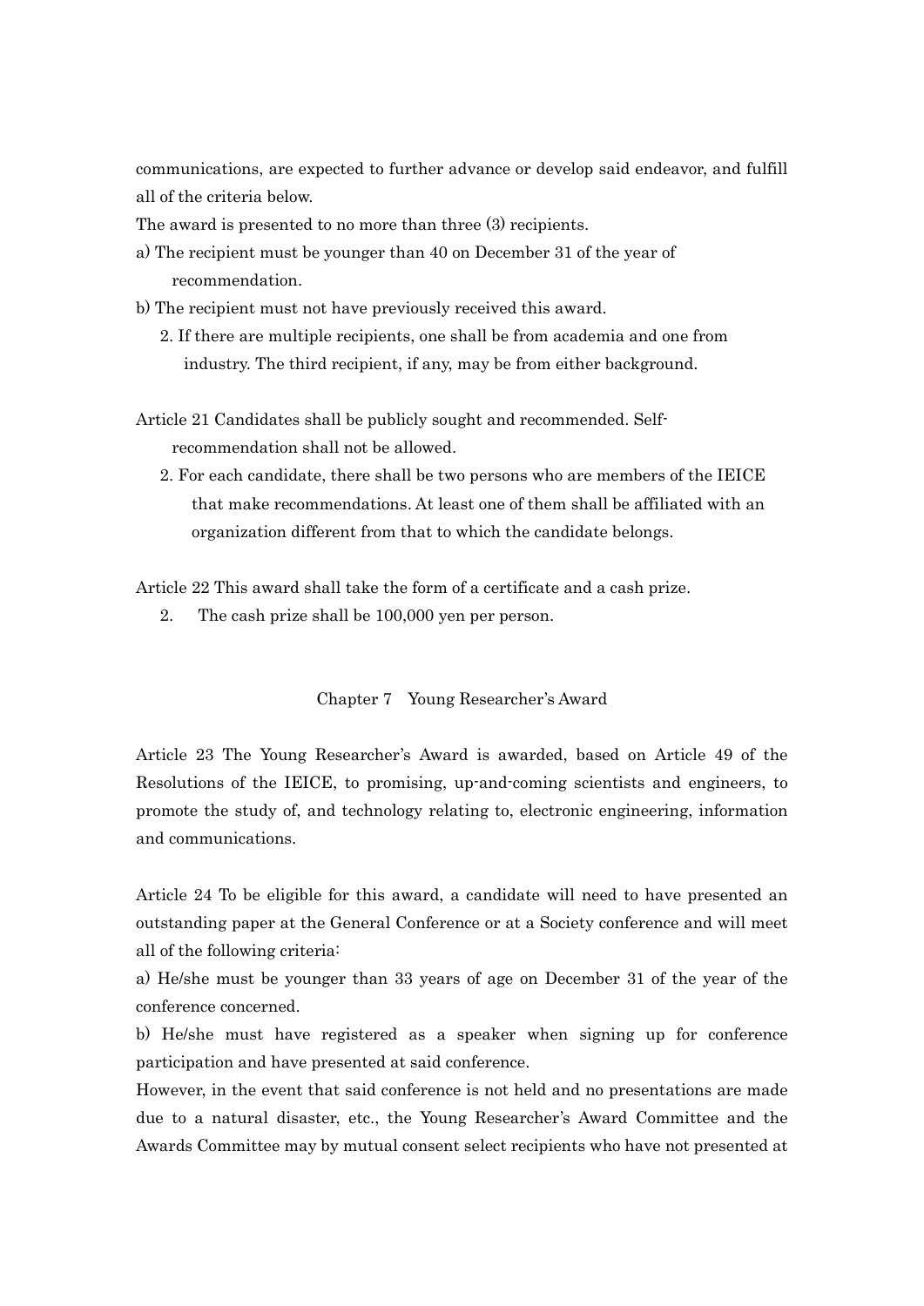communications, are expected to further advance or develop said endeavor, and fulfill all of the criteria below.

The award is presented to no more than three (3) recipients.

a) The recipient must be younger than 40 on December 31 of the year of recommendation.

b) The recipient must not have previously received this award.

2. If there are multiple recipients, one shall be from academia and one from industry. The third recipient, if any, may be from either background.

Article 21 Candidates shall be publicly sought and recommended. Self-recommendation shall not be allowed.

2. For each candidate, there shall be two persons who are members of the IEICE that make recommendations. At least one of them shall be affiliated with an organization different from that to which the candidate belongs.

Article 22 This award shall take the form of a certificate and a cash prize.

2. The cash prize shall be 100,000 yen per person.

## Chapter 7 Young Researcher's Award

Article 23 The Young Researcher's Award is awarded, based on Article 49 of the Resolutions of the IEICE, to promising, up-and-coming scientists and engineers, to promote the study of, and technology relating to, electronic engineering, information and communications.

Article 24 To be eligible for this award, a candidate will need to have presented an outstanding paper at the General Conference or at a Society conference and will meet all of the following criteria:

a) He/she must be younger than 33 years of age on December 31 of the year of the conference concerned.

b) He/she must have registered as a speaker when signing up for conference participation and have presented at said conference.

However, in the event that said conference is not held and no presentations are made due to a natural disaster, etc., the Young Researcher's Award Committee and the Awards Committee may by mutual consent select recipients who have not presented at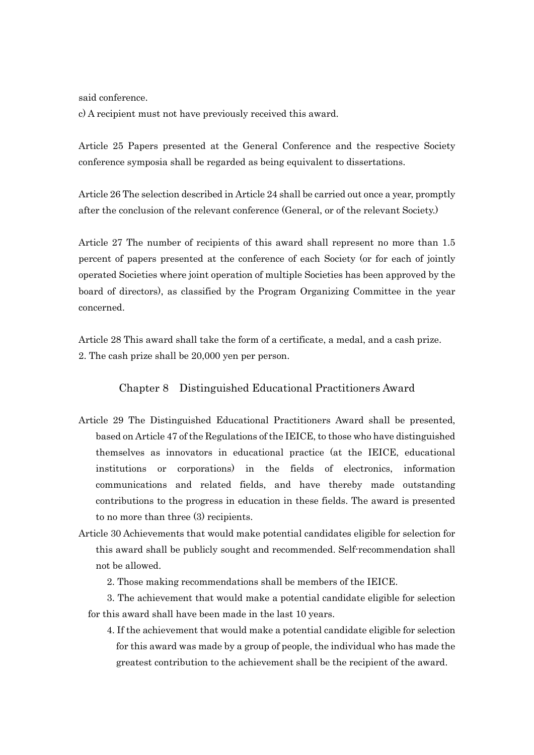said conference.

c) A recipient must not have previously received this award.

Article 25 Papers presented at the General Conference and the respective Society conference symposia shall be regarded as being equivalent to dissertations.

Article 26 The selection described in Article 24 shall be carried out once a year, promptly after the conclusion of the relevant conference (General, or of the relevant Society.)

Article 27 The number of recipients of this award shall represent no more than 1.5 percent of papers presented at the conference of each Society (or for each of jointly operated Societies where joint operation of multiple Societies has been approved by the board of directors), as classified by the Program Organizing Committee in the year concerned.

Article 28 This award shall take the form of a certificate, a medal, and a cash prize.

2. The cash prize shall be 20,000 yen per person.

## Chapter 8 Distinguished Educational Practitioners Award

Article 29 The Distinguished Educational Practitioners Award shall be presented, based on Article 47 of the Regulations of the IEICE, to those who have distinguished themselves as innovators in educational practice (at the IEICE, educational institutions or corporations) in the fields of electronics, information communications and related fields, and have thereby made outstanding contributions to the progress in education in these fields. The award is presented to no more than three (3) recipients.

Article 30 Achievements that would make potential candidates eligible for selection for this award shall be publicly sought and recommended. Self-recommendation shall not be allowed.

2. Those making recommendations shall be members of the IEICE.

3. The achievement that would make a potential candidate eligible for selection for this award shall have been made in the last 10 years.

4. If the achievement that would make a potential candidate eligible for selection for this award was made by a group of people, the individual who has made the greatest contribution to the achievement shall be the recipient of the award.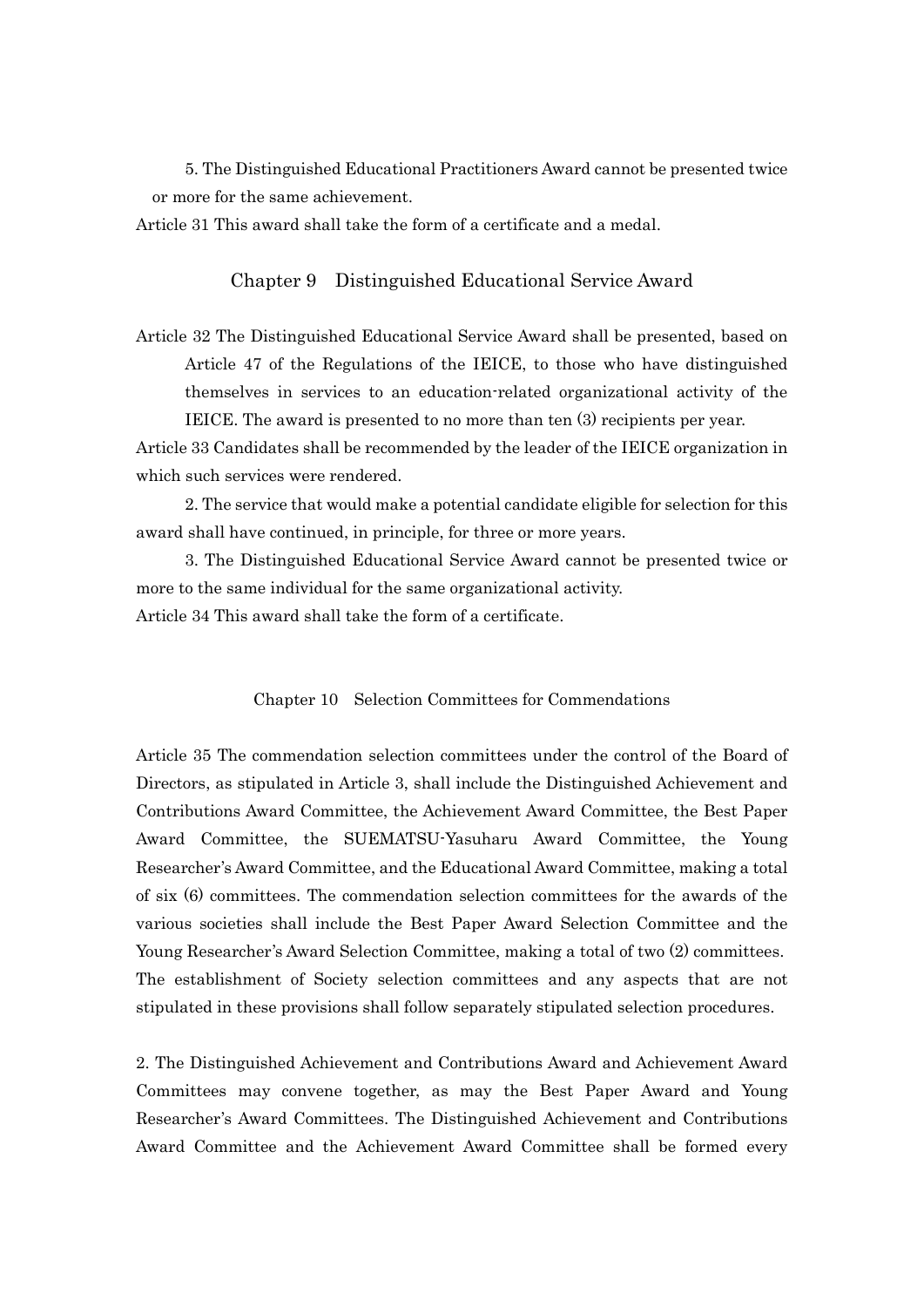5. The Distinguished Educational Practitioners Award cannot be presented twice or more for the same achievement.

Article 31 This award shall take the form of a certificate and a medal.

## Chapter 9　Distinguished Educational Service Award

Article 32 The Distinguished Educational Service Award shall be presented, based on Article 47 of the Regulations of the IEICE, to those who have distinguished themselves in services to an education-related organizational activity of the IEICE. The award is presented to no more than ten (3) recipients per year.

Article 33 Candidates shall be recommended by the leader of the IEICE organization in which such services were rendered.

2. The service that would make a potential candidate eligible for selection for this award shall have continued, in principle, for three or more years.

3. The Distinguished Educational Service Award cannot be presented twice or more to the same individual for the same organizational activity.

Article 34 This award shall take the form of a certificate.

## Chapter 10　Selection Committees for Commendations

Article 35 The commendation selection committees under the control of the Board of Directors, as stipulated in Article 3, shall include the Distinguished Achievement and Contributions Award Committee, the Achievement Award Committee, the Best Paper Award Committee, the SUEMATSU-Yasuharu Award Committee, the Young Researcher's Award Committee, and the Educational Award Committee, making a total of six (6) committees. The commendation selection committees for the awards of the various societies shall include the Best Paper Award Selection Committee and the Young Researcher's Award Selection Committee, making a total of two (2) committees. The establishment of Society selection committees and any aspects that are not stipulated in these provisions shall follow separately stipulated selection procedures.

2. The Distinguished Achievement and Contributions Award and Achievement Award Committees may convene together, as may the Best Paper Award and Young Researcher's Award Committees. The Distinguished Achievement and Contributions Award Committee and the Achievement Award Committee shall be formed every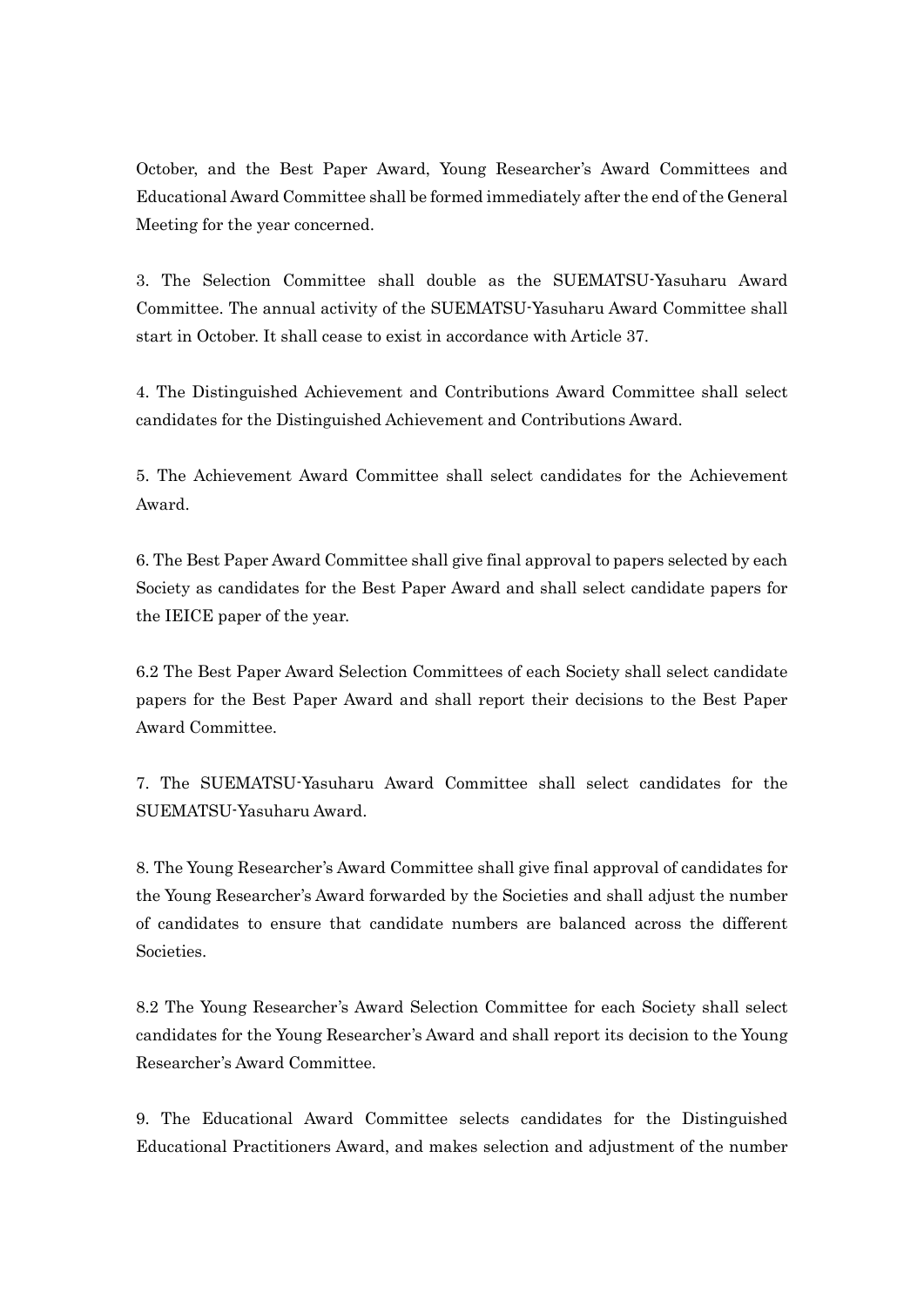October, and the Best Paper Award, Young Researcher's Award Committees and Educational Award Committee shall be formed immediately after the end of the General Meeting for the year concerned.

3. The Selection Committee shall double as the SUEMATSU-Yasuharu Award Committee. The annual activity of the SUEMATSU-Yasuharu Award Committee shall start in October. It shall cease to exist in accordance with Article 37.

4. The Distinguished Achievement and Contributions Award Committee shall select candidates for the Distinguished Achievement and Contributions Award.

5. The Achievement Award Committee shall select candidates for the Achievement Award.

6. The Best Paper Award Committee shall give final approval to papers selected by each Society as candidates for the Best Paper Award and shall select candidate papers for the IEICE paper of the year.

6.2 The Best Paper Award Selection Committees of each Society shall select candidate papers for the Best Paper Award and shall report their decisions to the Best Paper Award Committee.

7. The SUEMATSU-Yasuharu Award Committee shall select candidates for the SUEMATSU-Yasuharu Award.

8. The Young Researcher's Award Committee shall give final approval of candidates for the Young Researcher's Award forwarded by the Societies and shall adjust the number of candidates to ensure that candidate numbers are balanced across the different Societies.

8.2 The Young Researcher's Award Selection Committee for each Society shall select candidates for the Young Researcher's Award and shall report its decision to the Young Researcher's Award Committee.

9. The Educational Award Committee selects candidates for the Distinguished Educational Practitioners Award, and makes selection and adjustment of the number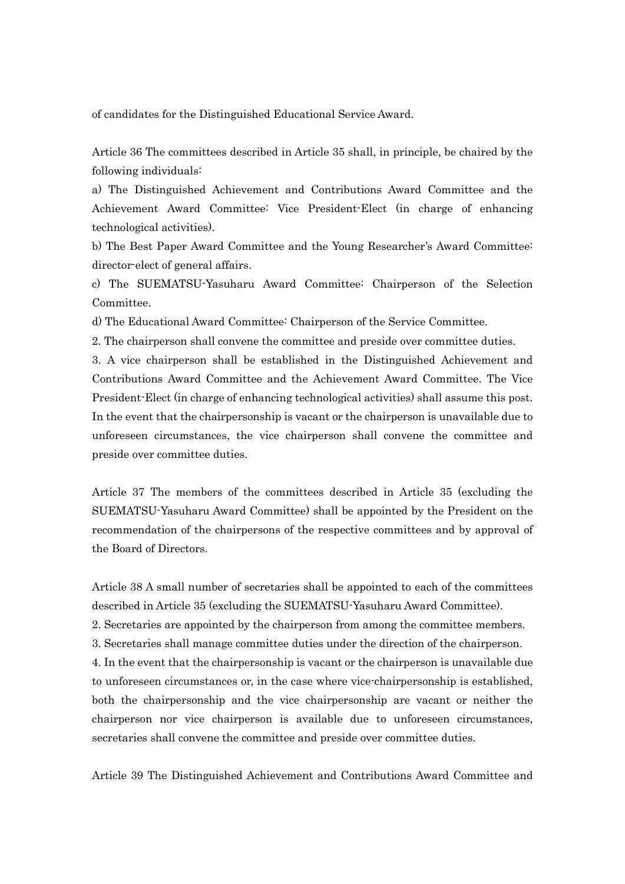of candidates for the Distinguished Educational Service Award.

Article 36 The committees described in Article 35 shall, in principle, be chaired by the following individuals:

a) The Distinguished Achievement and Contributions Award Committee and the Achievement Award Committee: Vice President-Elect (in charge of enhancing technological activities).

b) The Best Paper Award Committee and the Young Researcher's Award Committee: director-elect of general affairs.

c) The SUEMATSU-Yasuharu Award Committee: Chairperson of the Selection Committee.

d) The Educational Award Committee: Chairperson of the Service Committee.

2. The chairperson shall convene the committee and preside over committee duties.

3. A vice chairperson shall be established in the Distinguished Achievement and Contributions Award Committee and the Achievement Award Committee. The Vice President-Elect (in charge of enhancing technological activities) shall assume this post. In the event that the chairpersonship is vacant or the chairperson is unavailable due to unforeseen circumstances, the vice chairperson shall convene the committee and preside over committee duties.

Article 37 The members of the committees described in Article 35 (excluding the SUEMATSU-Yasuharu Award Committee) shall be appointed by the President on the recommendation of the chairpersons of the respective committees and by approval of the Board of Directors.

Article 38 A small number of secretaries shall be appointed to each of the committees described in Article 35 (excluding the SUEMATSU-Yasuharu Award Committee).

2. Secretaries are appointed by the chairperson from among the committee members.

3. Secretaries shall manage committee duties under the direction of the chairperson.

4. In the event that the chairpersonship is vacant or the chairperson is unavailable due to unforeseen circumstances or, in the case where vice-chairpersonship is established, both the chairpersonship and the vice chairpersonship are vacant or neither the chairperson nor vice chairperson is available due to unforeseen circumstances, secretaries shall convene the committee and preside over committee duties.

Article 39 The Distinguished Achievement and Contributions Award Committee and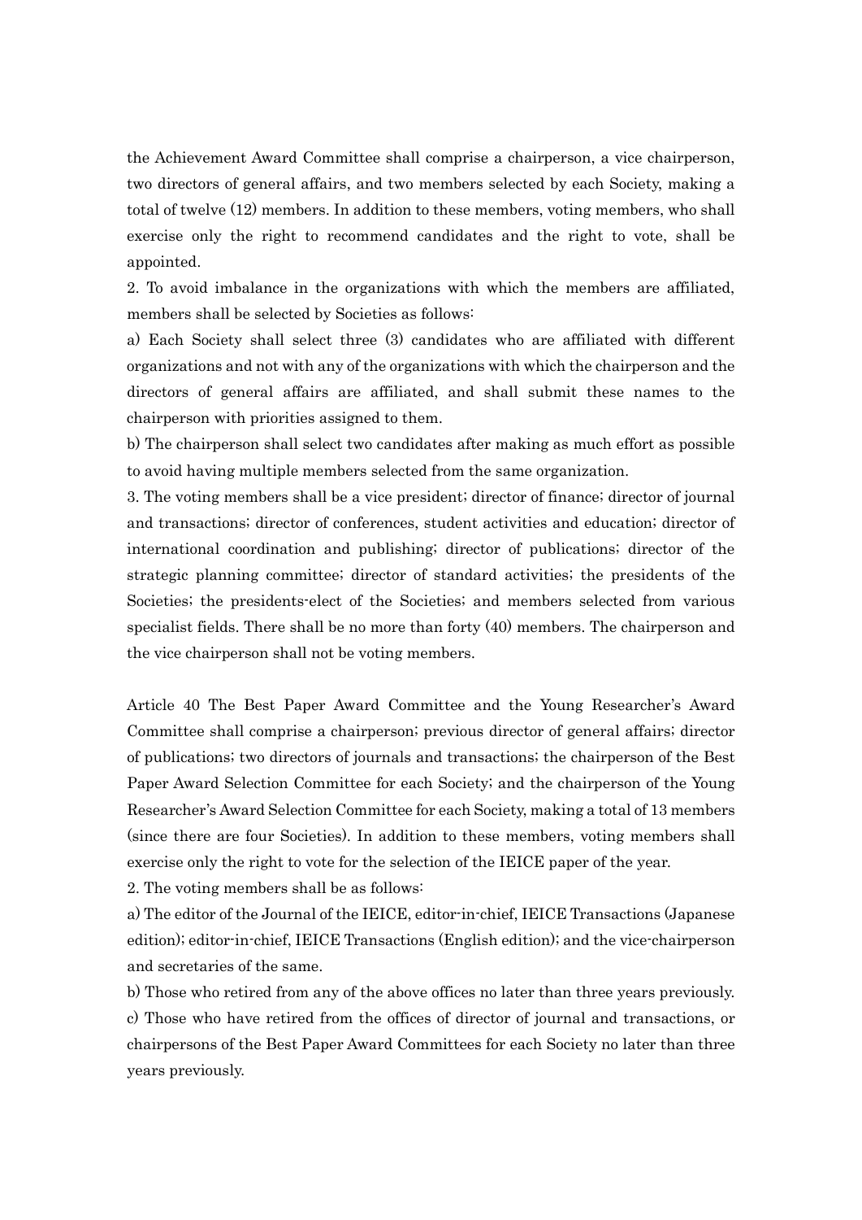the Achievement Award Committee shall comprise a chairperson, a vice chairperson, two directors of general affairs, and two members selected by each Society, making a total of twelve (12) members. In addition to these members, voting members, who shall exercise only the right to recommend candidates and the right to vote, shall be appointed.

2. To avoid imbalance in the organizations with which the members are affiliated, members shall be selected by Societies as follows:

a) Each Society shall select three (3) candidates who are affiliated with different organizations and not with any of the organizations with which the chairperson and the directors of general affairs are affiliated, and shall submit these names to the chairperson with priorities assigned to them.

b) The chairperson shall select two candidates after making as much effort as possible to avoid having multiple members selected from the same organization.

3. The voting members shall be a vice president; director of finance; director of journal and transactions; director of conferences, student activities and education; director of international coordination and publishing; director of publications; director of the strategic planning committee; director of standard activities; the presidents of the Societies; the presidents-elect of the Societies; and members selected from various specialist fields. There shall be no more than forty (40) members. The chairperson and the vice chairperson shall not be voting members.

Article 40 The Best Paper Award Committee and the Young Researcher's Award Committee shall comprise a chairperson; previous director of general affairs; director of publications; two directors of journals and transactions; the chairperson of the Best Paper Award Selection Committee for each Society; and the chairperson of the Young Researcher's Award Selection Committee for each Society, making a total of 13 members (since there are four Societies). In addition to these members, voting members shall exercise only the right to vote for the selection of the IEICE paper of the year.

2. The voting members shall be as follows:

a) The editor of the Journal of the IEICE, editor-in-chief, IEICE Transactions (Japanese edition); editor-in-chief, IEICE Transactions (English edition); and the vice-chairperson and secretaries of the same.

b) Those who retired from any of the above offices no later than three years previously.

c) Those who have retired from the offices of director of journal and transactions, or chairpersons of the Best Paper Award Committees for each Society no later than three years previously.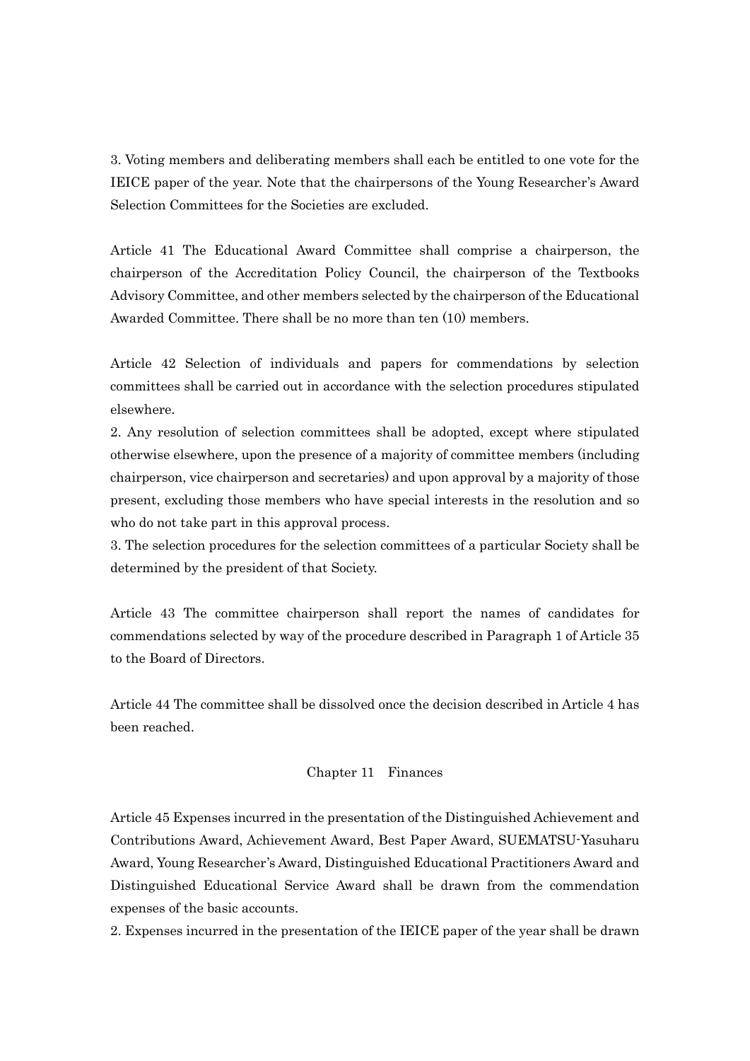3. Voting members and deliberating members shall each be entitled to one vote for the IEICE paper of the year. Note that the chairpersons of the Young Researcher's Award Selection Committees for the Societies are excluded.

Article 41 The Educational Award Committee shall comprise a chairperson, the chairperson of the Accreditation Policy Council, the chairperson of the Textbooks Advisory Committee, and other members selected by the chairperson of the Educational Awarded Committee. There shall be no more than ten (10) members.

Article 42 Selection of individuals and papers for commendations by selection committees shall be carried out in accordance with the selection procedures stipulated elsewhere.

2. Any resolution of selection committees shall be adopted, except where stipulated otherwise elsewhere, upon the presence of a majority of committee members (including chairperson, vice chairperson and secretaries) and upon approval by a majority of those present, excluding those members who have special interests in the resolution and so who do not take part in this approval process.

3. The selection procedures for the selection committees of a particular Society shall be determined by the president of that Society.

Article 43 The committee chairperson shall report the names of candidates for commendations selected by way of the procedure described in Paragraph 1 of Article 35 to the Board of Directors.

Article 44 The committee shall be dissolved once the decision described in Article 4 has been reached.

## Chapter 11 Finances

Article 45 Expenses incurred in the presentation of the Distinguished Achievement and Contributions Award, Achievement Award, Best Paper Award, SUEMATSU-Yasuharu Award, Young Researcher's Award, Distinguished Educational Practitioners Award and Distinguished Educational Service Award shall be drawn from the commendation expenses of the basic accounts.

2. Expenses incurred in the presentation of the IEICE paper of the year shall be drawn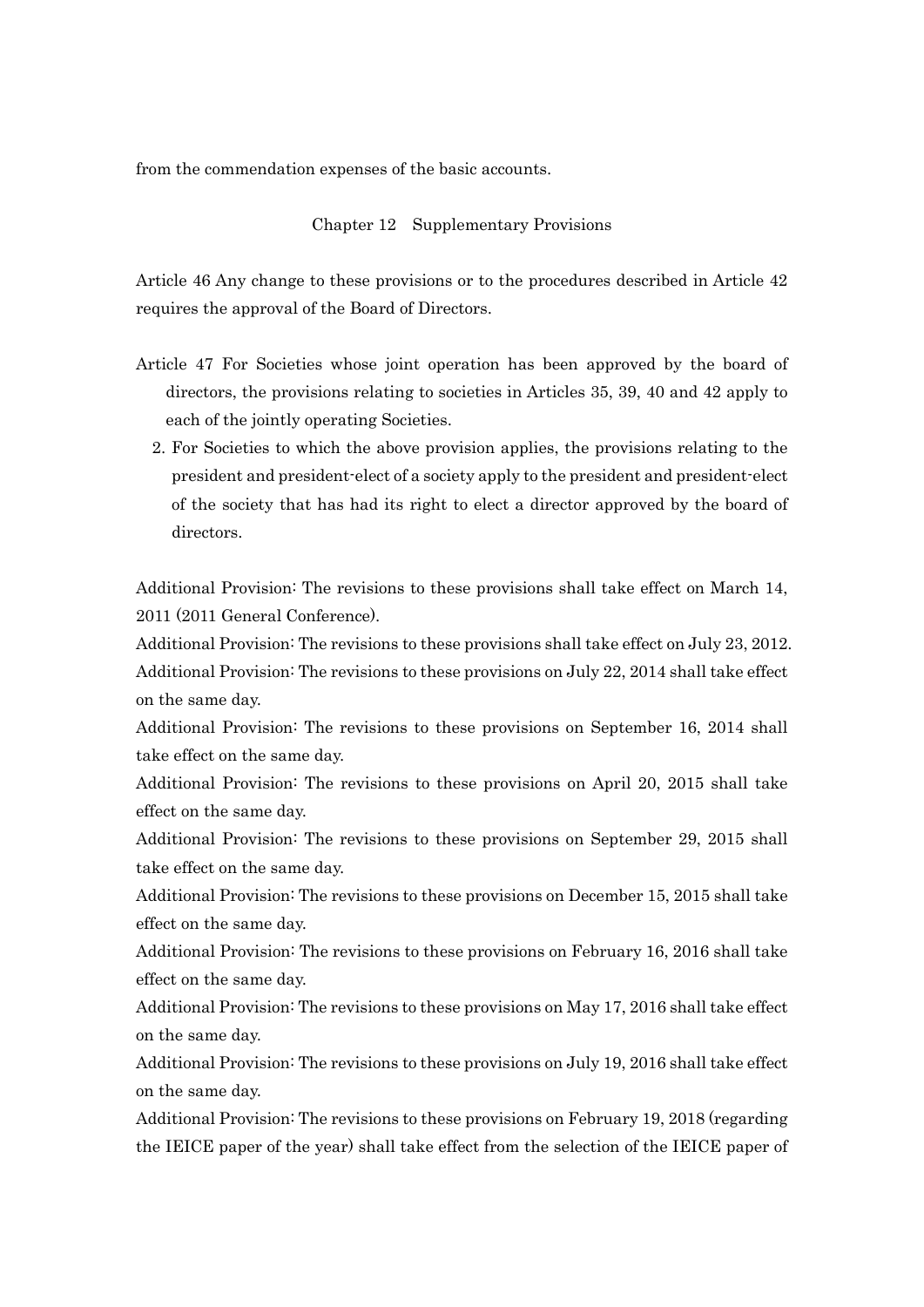from the commendation expenses of the basic accounts.

## Chapter 12 Supplementary Provisions

Article 46 Any change to these provisions or to the procedures described in Article 42 requires the approval of the Board of Directors.

Article 47 For Societies whose joint operation has been approved by the board of directors, the provisions relating to societies in Articles 35, 39, 40 and 42 apply to each of the jointly operating Societies.

2. For Societies to which the above provision applies, the provisions relating to the president and president-elect of a society apply to the president and president-elect of the society that has had its right to elect a director approved by the board of directors.

Additional Provision: The revisions to these provisions shall take effect on March 14, 2011 (2011 General Conference).

Additional Provision: The revisions to these provisions shall take effect on July 23, 2012.

Additional Provision: The revisions to these provisions on July 22, 2014 shall take effect on the same day.

Additional Provision: The revisions to these provisions on September 16, 2014 shall take effect on the same day.

Additional Provision: The revisions to these provisions on April 20, 2015 shall take effect on the same day.

Additional Provision: The revisions to these provisions on September 29, 2015 shall take effect on the same day.

Additional Provision: The revisions to these provisions on December 15, 2015 shall take effect on the same day.

Additional Provision: The revisions to these provisions on February 16, 2016 shall take effect on the same day.

Additional Provision: The revisions to these provisions on May 17, 2016 shall take effect on the same day.

Additional Provision: The revisions to these provisions on July 19, 2016 shall take effect on the same day.

Additional Provision: The revisions to these provisions on February 19, 2018 (regarding the IEICE paper of the year) shall take effect from the selection of the IEICE paper of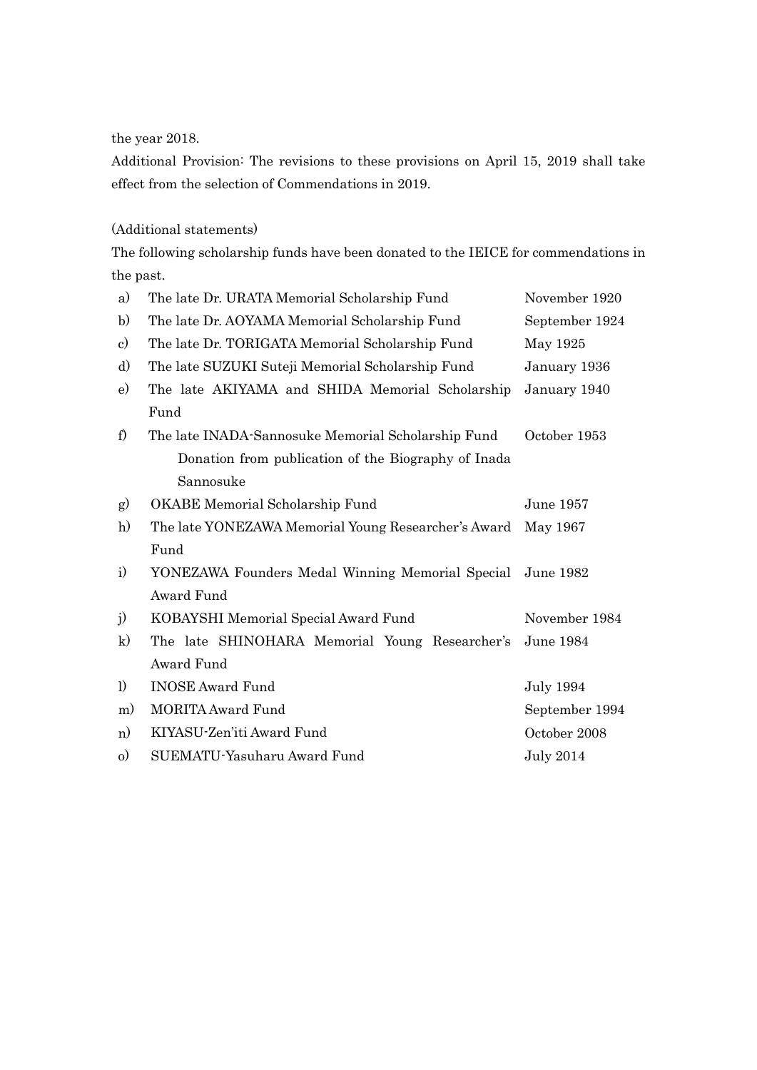the year 2018.

Additional Provision: The revisions to these provisions on April 15, 2019 shall take effect from the selection of Commendations in 2019.

(Additional statements)

The following scholarship funds have been donated to the IEICE for commendations in the past.

| | | |
|---|---|---|
| a) | The late Dr. URATA Memorial Scholarship Fund | November 1920 |
| b) | The late Dr. AOYAMA Memorial Scholarship Fund | September 1924 |
| c) | The late Dr. TORIGATA Memorial Scholarship Fund | May 1925 |
| d) | The late SUZUKI Suteji Memorial Scholarship Fund | January 1936 |
| e) | The late AKIYAMA and SHIDA Memorial Scholarship Fund | January 1940 |
| f) | The late INADA-Sannosuke Memorial Scholarship Fund<br>Donation from publication of the Biography of Inada Sannosuke | October 1953 |
| g) | OKABE Memorial Scholarship Fund | June 1957 |
| h) | The late YONEZAWA Memorial Young Researcher's Award Fund | May 1967 |
| i) | YONEZAWA Founders Medal Winning Memorial Special Award Fund | June 1982 |
| j) | KOBAYSHI Memorial Special Award Fund | November 1984 |
| k) | The late SHINOHARA Memorial Young Researcher's Award Fund | June 1984 |
| l) | INOSE Award Fund | July 1994 |
| m) | MORITA Award Fund | September 1994 |
| n) | KIYASU-Zen'iti Award Fund | October 2008 |
| o) | SUEMATU-Yasuharu Award Fund | July 2014 |